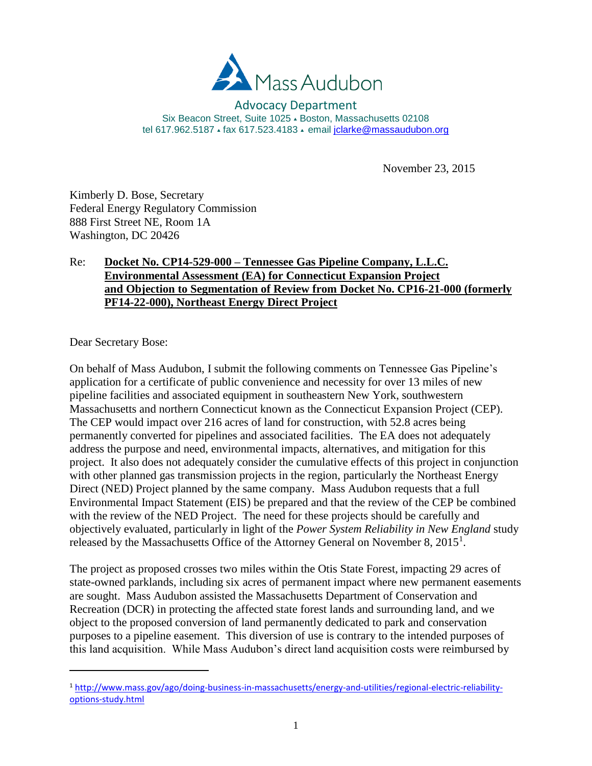Mass Audubon

Advocacy Department
Six Beacon Street, Suite 1025 ▲ Boston, Massachusetts 02108
tel 617.962.5187 ▲ fax 617.523.4183 ▲ email jclarke@massaudubon.org

November 23, 2015

Kimberly D. Bose, Secretary
Federal Energy Regulatory Commission
888 First Street NE, Room 1A
Washington, DC 20426

Re: **Docket No. CP14-529-000 – Tennessee Gas Pipeline Company, L.L.C. Environmental Assessment (EA) for Connecticut Expansion Project and Objection to Segmentation of Review from Docket No. CP16-21-000 (formerly PF14-22-000), Northeast Energy Direct Project**

Dear Secretary Bose:

On behalf of Mass Audubon, I submit the following comments on Tennessee Gas Pipeline's application for a certificate of public convenience and necessity for over 13 miles of new pipeline facilities and associated equipment in southeastern New York, southwestern Massachusetts and northern Connecticut known as the Connecticut Expansion Project (CEP). The CEP would impact over 216 acres of land for construction, with 52.8 acres being permanently converted for pipelines and associated facilities. The EA does not adequately address the purpose and need, environmental impacts, alternatives, and mitigation for this project. It also does not adequately consider the cumulative effects of this project in conjunction with other planned gas transmission projects in the region, particularly the Northeast Energy Direct (NED) Project planned by the same company. Mass Audubon requests that a full Environmental Impact Statement (EIS) be prepared and that the review of the CEP be combined with the review of the NED Project. The need for these projects should be carefully and objectively evaluated, particularly in light of the *Power System Reliability in New England* study released by the Massachusetts Office of the Attorney General on November 8, 2015[1].

The project as proposed crosses two miles within the Otis State Forest, impacting 29 acres of state-owned parklands, including six acres of permanent impact where new permanent easements are sought. Mass Audubon assisted the Massachusetts Department of Conservation and Recreation (DCR) in protecting the affected state forest lands and surrounding land, and we object to the proposed conversion of land permanently dedicated to park and conservation purposes to a pipeline easement. This diversion of use is contrary to the intended purposes of this land acquisition. While Mass Audubon's direct land acquisition costs were reimbursed by

[1] http://www.mass.gov/ago/doing-business-in-massachusetts/energy-and-utilities/regional-electric-reliability-options-study.html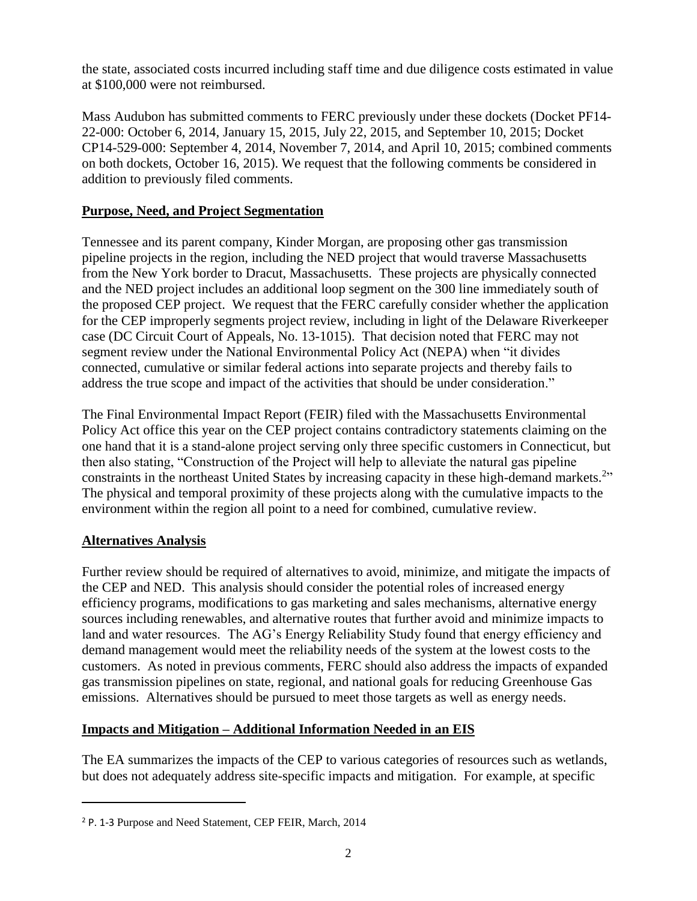the state, associated costs incurred including staff time and due diligence costs estimated in value at $100,000 were not reimbursed.

Mass Audubon has submitted comments to FERC previously under these dockets (Docket PF14-22-000: October 6, 2014, January 15, 2015, July 22, 2015, and September 10, 2015; Docket CP14-529-000: September 4, 2014, November 7, 2014, and April 10, 2015; combined comments on both dockets, October 16, 2015). We request that the following comments be considered in addition to previously filed comments.

## Purpose, Need, and Project Segmentation

Tennessee and its parent company, Kinder Morgan, are proposing other gas transmission pipeline projects in the region, including the NED project that would traverse Massachusetts from the New York border to Dracut, Massachusetts. These projects are physically connected and the NED project includes an additional loop segment on the 300 line immediately south of the proposed CEP project. We request that the FERC carefully consider whether the application for the CEP improperly segments project review, including in light of the Delaware Riverkeeper case (DC Circuit Court of Appeals, No. 13-1015). That decision noted that FERC may not segment review under the National Environmental Policy Act (NEPA) when "it divides connected, cumulative or similar federal actions into separate projects and thereby fails to address the true scope and impact of the activities that should be under consideration."

The Final Environmental Impact Report (FEIR) filed with the Massachusetts Environmental Policy Act office this year on the CEP project contains contradictory statements claiming on the one hand that it is a stand-alone project serving only three specific customers in Connecticut, but then also stating, "Construction of the Project will help to alleviate the natural gas pipeline constraints in the northeast United States by increasing capacity in these high-demand markets.[2]" The physical and temporal proximity of these projects along with the cumulative impacts to the environment within the region all point to a need for combined, cumulative review.

## Alternatives Analysis

Further review should be required of alternatives to avoid, minimize, and mitigate the impacts of the CEP and NED. This analysis should consider the potential roles of increased energy efficiency programs, modifications to gas marketing and sales mechanisms, alternative energy sources including renewables, and alternative routes that further avoid and minimize impacts to land and water resources. The AG's Energy Reliability Study found that energy efficiency and demand management would meet the reliability needs of the system at the lowest costs to the customers. As noted in previous comments, FERC should also address the impacts of expanded gas transmission pipelines on state, regional, and national goals for reducing Greenhouse Gas emissions. Alternatives should be pursued to meet those targets as well as energy needs.

## Impacts and Mitigation – Additional Information Needed in an EIS

The EA summarizes the impacts of the CEP to various categories of resources such as wetlands, but does not adequately address site-specific impacts and mitigation. For example, at specific

---

[2] P. 1-3 Purpose and Need Statement, CEP FEIR, March, 2014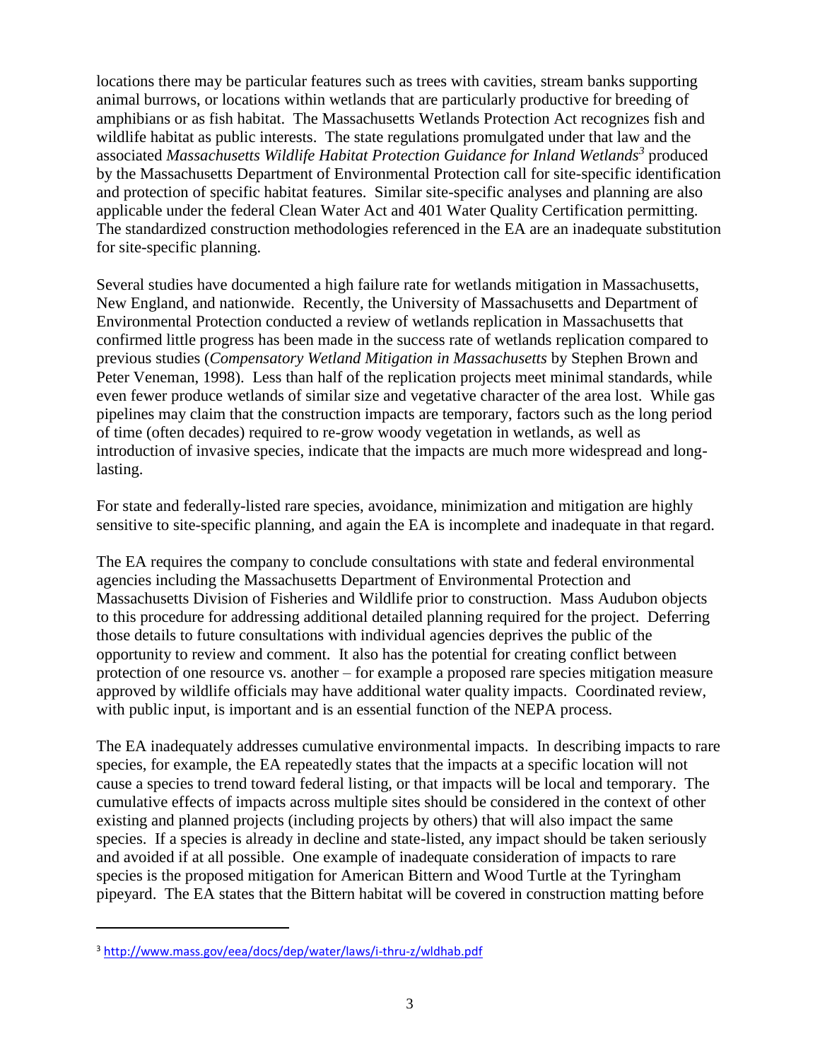locations there may be particular features such as trees with cavities, stream banks supporting animal burrows, or locations within wetlands that are particularly productive for breeding of amphibians or as fish habitat. The Massachusetts Wetlands Protection Act recognizes fish and wildlife habitat as public interests. The state regulations promulgated under that law and the associated *Massachusetts Wildlife Habitat Protection Guidance for Inland Wetlands*[3] produced by the Massachusetts Department of Environmental Protection call for site-specific identification and protection of specific habitat features. Similar site-specific analyses and planning are also applicable under the federal Clean Water Act and 401 Water Quality Certification permitting. The standardized construction methodologies referenced in the EA are an inadequate substitution for site-specific planning.

Several studies have documented a high failure rate for wetlands mitigation in Massachusetts, New England, and nationwide. Recently, the University of Massachusetts and Department of Environmental Protection conducted a review of wetlands replication in Massachusetts that confirmed little progress has been made in the success rate of wetlands replication compared to previous studies (*Compensatory Wetland Mitigation in Massachusetts* by Stephen Brown and Peter Veneman, 1998). Less than half of the replication projects meet minimal standards, while even fewer produce wetlands of similar size and vegetative character of the area lost. While gas pipelines may claim that the construction impacts are temporary, factors such as the long period of time (often decades) required to re-grow woody vegetation in wetlands, as well as introduction of invasive species, indicate that the impacts are much more widespread and long-lasting.

For state and federally-listed rare species, avoidance, minimization and mitigation are highly sensitive to site-specific planning, and again the EA is incomplete and inadequate in that regard.

The EA requires the company to conclude consultations with state and federal environmental agencies including the Massachusetts Department of Environmental Protection and Massachusetts Division of Fisheries and Wildlife prior to construction. Mass Audubon objects to this procedure for addressing additional detailed planning required for the project. Deferring those details to future consultations with individual agencies deprives the public of the opportunity to review and comment. It also has the potential for creating conflict between protection of one resource vs. another – for example a proposed rare species mitigation measure approved by wildlife officials may have additional water quality impacts. Coordinated review, with public input, is important and is an essential function of the NEPA process.

The EA inadequately addresses cumulative environmental impacts. In describing impacts to rare species, for example, the EA repeatedly states that the impacts at a specific location will not cause a species to trend toward federal listing, or that impacts will be local and temporary. The cumulative effects of impacts across multiple sites should be considered in the context of other existing and planned projects (including projects by others) that will also impact the same species. If a species is already in decline and state-listed, any impact should be taken seriously and avoided if at all possible. One example of inadequate consideration of impacts to rare species is the proposed mitigation for American Bittern and Wood Turtle at the Tyringham pipeyard. The EA states that the Bittern habitat will be covered in construction matting before

---

[3] http://www.mass.gov/eea/docs/dep/water/laws/i-thru-z/wldhab.pdf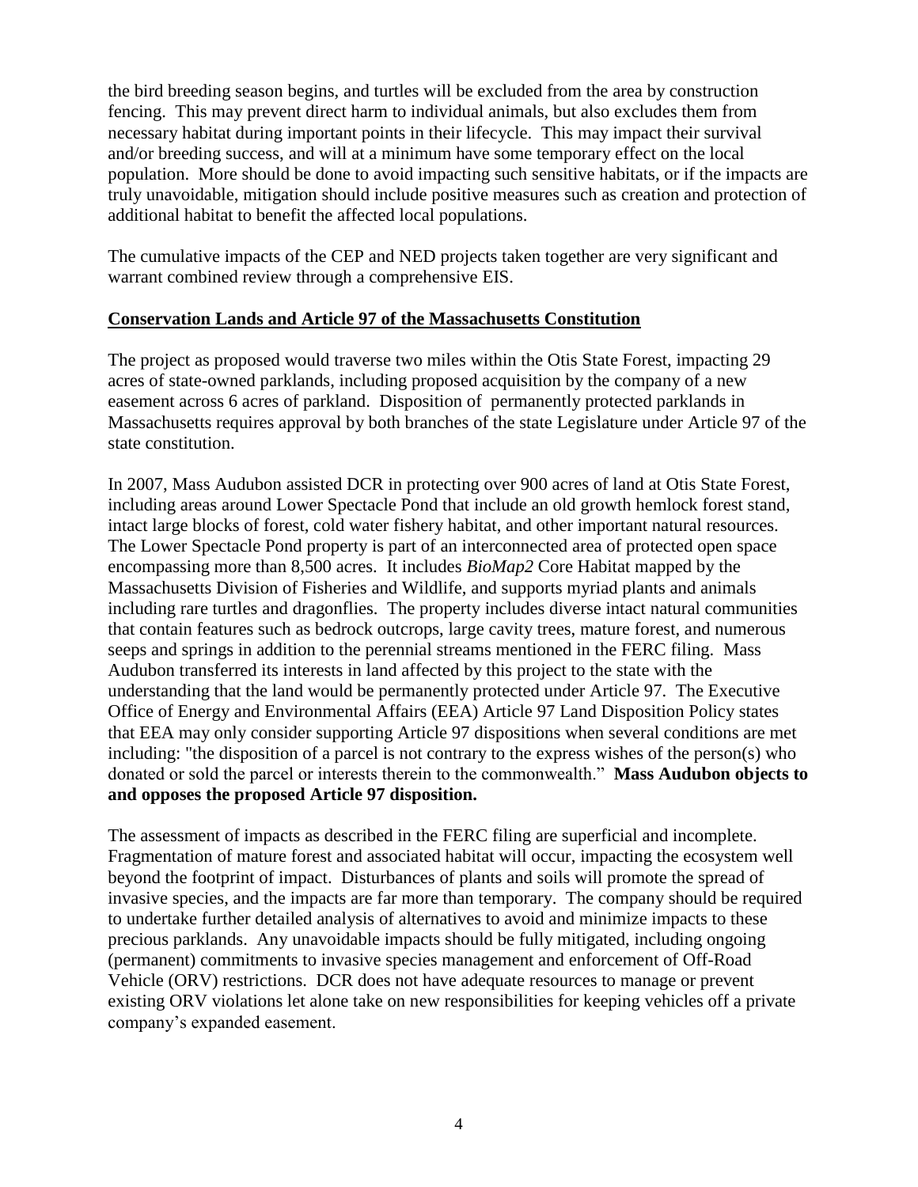the bird breeding season begins, and turtles will be excluded from the area by construction fencing. This may prevent direct harm to individual animals, but also excludes them from necessary habitat during important points in their lifecycle. This may impact their survival and/or breeding success, and will at a minimum have some temporary effect on the local population. More should be done to avoid impacting such sensitive habitats, or if the impacts are truly unavoidable, mitigation should include positive measures such as creation and protection of additional habitat to benefit the affected local populations.

The cumulative impacts of the CEP and NED projects taken together are very significant and warrant combined review through a comprehensive EIS.

**Conservation Lands and Article 97 of the Massachusetts Constitution**

The project as proposed would traverse two miles within the Otis State Forest, impacting 29 acres of state-owned parklands, including proposed acquisition by the company of a new easement across 6 acres of parkland. Disposition of permanently protected parklands in Massachusetts requires approval by both branches of the state Legislature under Article 97 of the state constitution.

In 2007, Mass Audubon assisted DCR in protecting over 900 acres of land at Otis State Forest, including areas around Lower Spectacle Pond that include an old growth hemlock forest stand, intact large blocks of forest, cold water fishery habitat, and other important natural resources. The Lower Spectacle Pond property is part of an interconnected area of protected open space encompassing more than 8,500 acres. It includes *BioMap2* Core Habitat mapped by the Massachusetts Division of Fisheries and Wildlife, and supports myriad plants and animals including rare turtles and dragonflies. The property includes diverse intact natural communities that contain features such as bedrock outcrops, large cavity trees, mature forest, and numerous seeps and springs in addition to the perennial streams mentioned in the FERC filing. Mass Audubon transferred its interests in land affected by this project to the state with the understanding that the land would be permanently protected under Article 97. The Executive Office of Energy and Environmental Affairs (EEA) Article 97 Land Disposition Policy states that EEA may only consider supporting Article 97 dispositions when several conditions are met including: "the disposition of a parcel is not contrary to the express wishes of the person(s) who donated or sold the parcel or interests therein to the commonwealth." **Mass Audubon objects to and opposes the proposed Article 97 disposition.**

The assessment of impacts as described in the FERC filing are superficial and incomplete. Fragmentation of mature forest and associated habitat will occur, impacting the ecosystem well beyond the footprint of impact. Disturbances of plants and soils will promote the spread of invasive species, and the impacts are far more than temporary. The company should be required to undertake further detailed analysis of alternatives to avoid and minimize impacts to these precious parklands. Any unavoidable impacts should be fully mitigated, including ongoing (permanent) commitments to invasive species management and enforcement of Off-Road Vehicle (ORV) restrictions. DCR does not have adequate resources to manage or prevent existing ORV violations let alone take on new responsibilities for keeping vehicles off a private company's expanded easement.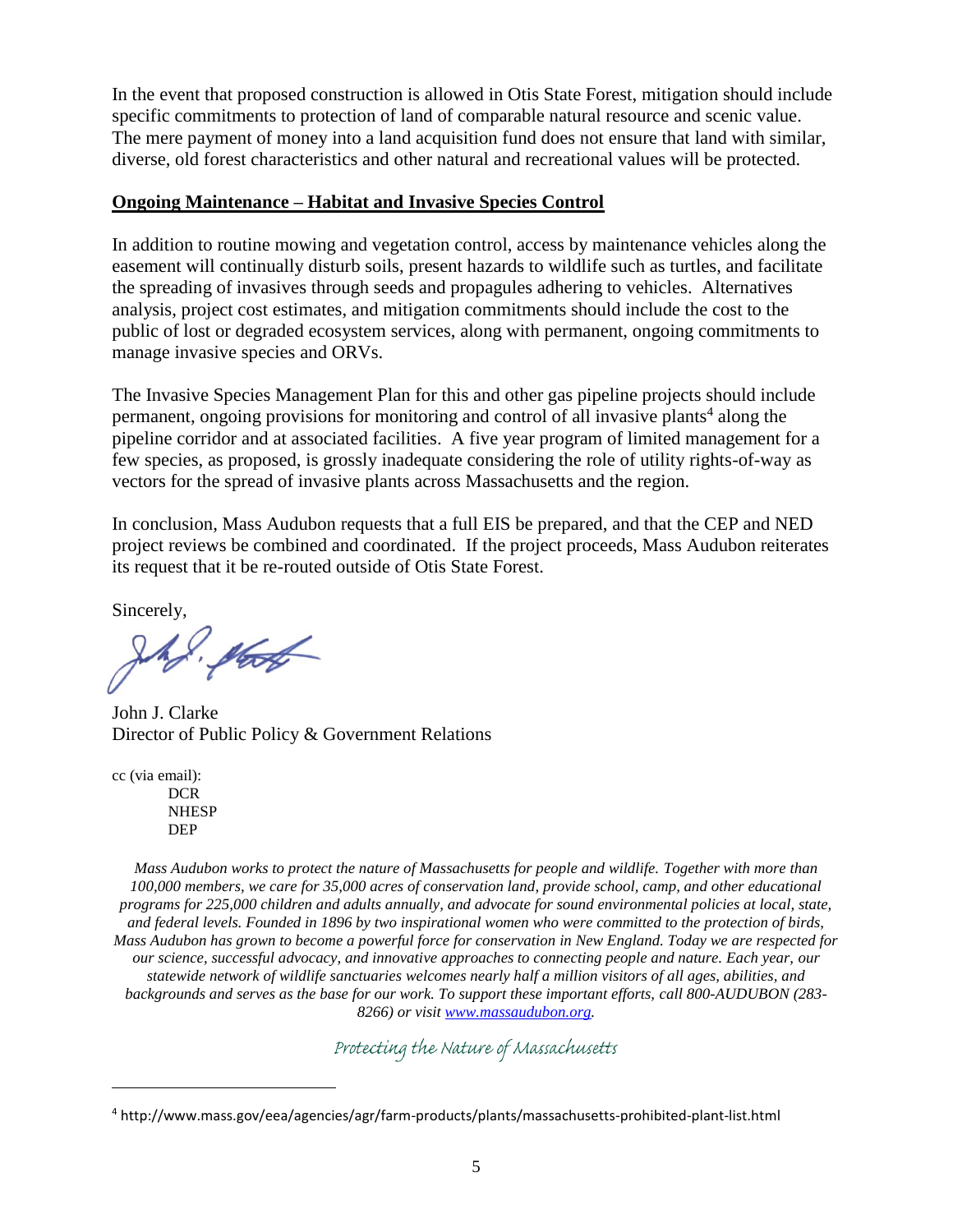In the event that proposed construction is allowed in Otis State Forest, mitigation should include specific commitments to protection of land of comparable natural resource and scenic value. The mere payment of money into a land acquisition fund does not ensure that land with similar, diverse, old forest characteristics and other natural and recreational values will be protected.

**Ongoing Maintenance – Habitat and Invasive Species Control**

In addition to routine mowing and vegetation control, access by maintenance vehicles along the easement will continually disturb soils, present hazards to wildlife such as turtles, and facilitate the spreading of invasives through seeds and propagules adhering to vehicles. Alternatives analysis, project cost estimates, and mitigation commitments should include the cost to the public of lost or degraded ecosystem services, along with permanent, ongoing commitments to manage invasive species and ORVs.

The Invasive Species Management Plan for this and other gas pipeline projects should include permanent, ongoing provisions for monitoring and control of all invasive plants[4] along the pipeline corridor and at associated facilities. A five year program of limited management for a few species, as proposed, is grossly inadequate considering the role of utility rights-of-way as vectors for the spread of invasive plants across Massachusetts and the region.

In conclusion, Mass Audubon requests that a full EIS be prepared, and that the CEP and NED project reviews be combined and coordinated. If the project proceeds, Mass Audubon reiterates its request that it be re-routed outside of Otis State Forest.

Sincerely,

John J. Clarke
Director of Public Policy & Government Relations

cc (via email):
DCR
NHESP
DEP

*Mass Audubon works to protect the nature of Massachusetts for people and wildlife. Together with more than 100,000 members, we care for 35,000 acres of conservation land, provide school, camp, and other educational programs for 225,000 children and adults annually, and advocate for sound environmental policies at local, state, and federal levels. Founded in 1896 by two inspirational women who were committed to the protection of birds, Mass Audubon has grown to become a powerful force for conservation in New England. Today we are respected for our science, successful advocacy, and innovative approaches to connecting people and nature. Each year, our statewide network of wildlife sanctuaries welcomes nearly half a million visitors of all ages, abilities, and backgrounds and serves as the base for our work. To support these important efforts, call 800-AUDUBON (283-8266) or visit www.massaudubon.org.*

*Protecting the Nature of Massachusetts*

[4] http://www.mass.gov/eea/agencies/agr/farm-products/plants/massachusetts-prohibited-plant-list.html